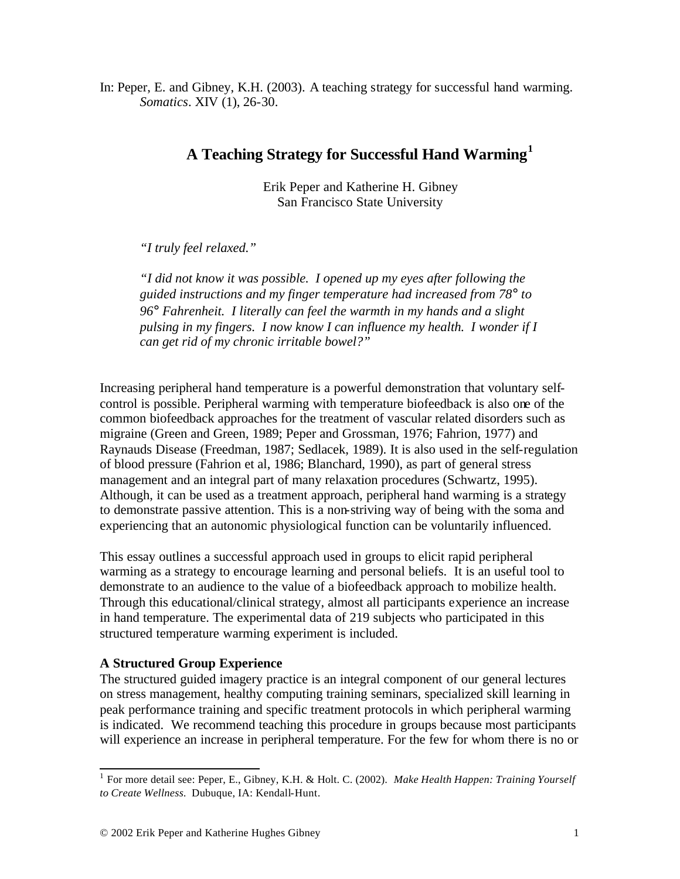In: Peper, E. and Gibney, K.H. (2003). A teaching strategy for successful hand warming. *Somatics*. XIV (1), 26-30.

# A Teaching Strategy for Successful Hand Warming[1]

Erik Peper and Katherine H. Gibney
San Francisco State University

*"I truly feel relaxed."*

*"I did not know it was possible. I opened up my eyes after following the guided instructions and my finger temperature had increased from 78° to 96° Fahrenheit. I literally can feel the warmth in my hands and a slight pulsing in my fingers. I now know I can influence my health. I wonder if I can get rid of my chronic irritable bowel?"*

Increasing peripheral hand temperature is a powerful demonstration that voluntary self-control is possible. Peripheral warming with temperature biofeedback is also one of the common biofeedback approaches for the treatment of vascular related disorders such as migraine (Green and Green, 1989; Peper and Grossman, 1976; Fahrion, 1977) and Raynauds Disease (Freedman, 1987; Sedlacek, 1989). It is also used in the self-regulation of blood pressure (Fahrion et al, 1986; Blanchard, 1990), as part of general stress management and an integral part of many relaxation procedures (Schwartz, 1995). Although, it can be used as a treatment approach, peripheral hand warming is a strategy to demonstrate passive attention. This is a non-striving way of being with the soma and experiencing that an autonomic physiological function can be voluntarily influenced.

This essay outlines a successful approach used in groups to elicit rapid peripheral warming as a strategy to encourage learning and personal beliefs. It is an useful tool to demonstrate to an audience to the value of a biofeedback approach to mobilize health. Through this educational/clinical strategy, almost all participants experience an increase in hand temperature. The experimental data of 219 subjects who participated in this structured temperature warming experiment is included.

**A Structured Group Experience**

The structured guided imagery practice is an integral component of our general lectures on stress management, healthy computing training seminars, specialized skill learning in peak performance training and specific treatment protocols in which peripheral warming is indicated. We recommend teaching this procedure in groups because most participants will experience an increase in peripheral temperature. For the few for whom there is no or

[1] For more detail see: Peper, E., Gibney, K.H. & Holt. C. (2002). *Make Health Happen: Training Yourself to Create Wellness.* Dubuque, IA: Kendall-Hunt.

© 2002 Erik Peper and Katherine Hughes Gibney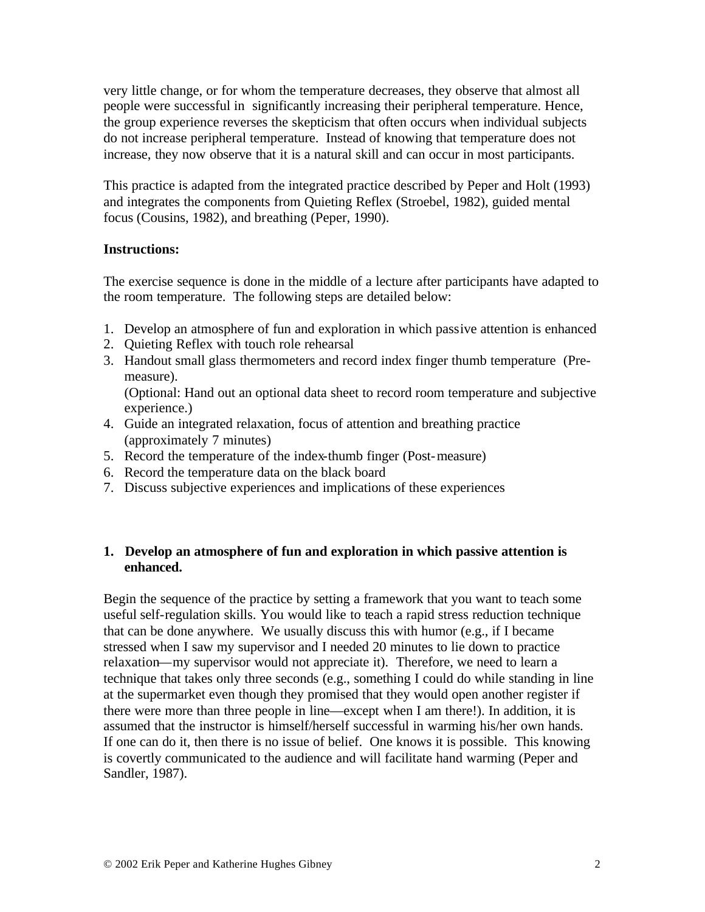very little change, or for whom the temperature decreases, they observe that almost all people were successful in significantly increasing their peripheral temperature. Hence, the group experience reverses the skepticism that often occurs when individual subjects do not increase peripheral temperature. Instead of knowing that temperature does not increase, they now observe that it is a natural skill and can occur in most participants.

This practice is adapted from the integrated practice described by Peper and Holt (1993) and integrates the components from Quieting Reflex (Stroebel, 1982), guided mental focus (Cousins, 1982), and breathing (Peper, 1990).

**Instructions:**

The exercise sequence is done in the middle of a lecture after participants have adapted to the room temperature. The following steps are detailed below:

1. Develop an atmosphere of fun and exploration in which passive attention is enhanced
2. Quieting Reflex with touch role rehearsal
3. Handout small glass thermometers and record index finger thumb temperature (Pre-measure).
   (Optional: Hand out an optional data sheet to record room temperature and subjective experience.)
4. Guide an integrated relaxation, focus of attention and breathing practice (approximately 7 minutes)
5. Record the temperature of the index-thumb finger (Post-measure)
6. Record the temperature data on the black board
7. Discuss subjective experiences and implications of these experiences

### 1. Develop an atmosphere of fun and exploration in which passive attention is enhanced.

Begin the sequence of the practice by setting a framework that you want to teach some useful self-regulation skills. You would like to teach a rapid stress reduction technique that can be done anywhere. We usually discuss this with humor (e.g., if I became stressed when I saw my supervisor and I needed 20 minutes to lie down to practice relaxation—my supervisor would not appreciate it). Therefore, we need to learn a technique that takes only three seconds (e.g., something I could do while standing in line at the supermarket even though they promised that they would open another register if there were more than three people in line—except when I am there!). In addition, it is assumed that the instructor is himself/herself successful in warming his/her own hands. If one can do it, then there is no issue of belief. One knows it is possible. This knowing is covertly communicated to the audience and will facilitate hand warming (Peper and Sandler, 1987).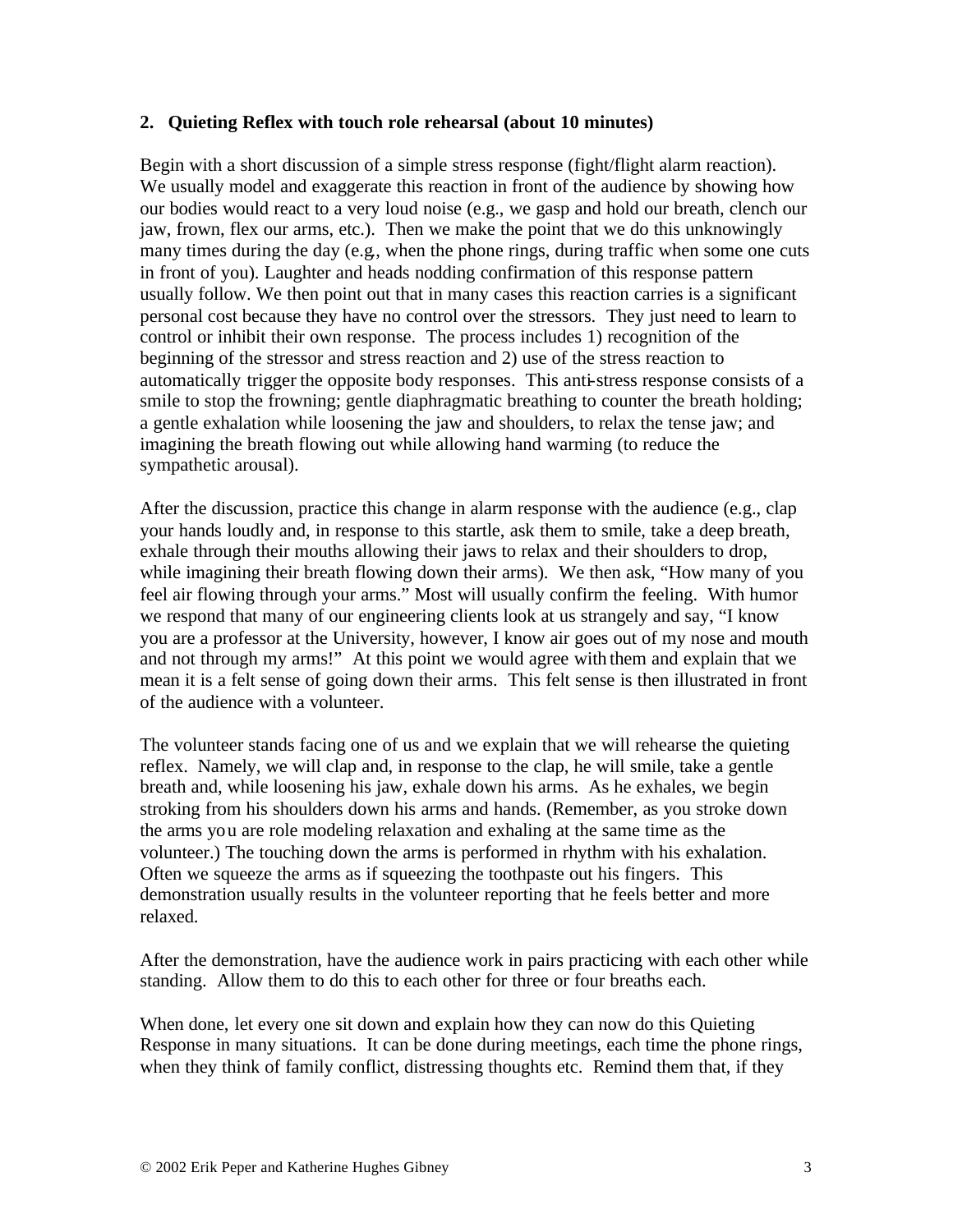**2. Quieting Reflex with touch role rehearsal (about 10 minutes)**

Begin with a short discussion of a simple stress response (fight/flight alarm reaction). We usually model and exaggerate this reaction in front of the audience by showing how our bodies would react to a very loud noise (e.g., we gasp and hold our breath, clench our jaw, frown, flex our arms, etc.). Then we make the point that we do this unknowingly many times during the day (e.g., when the phone rings, during traffic when some one cuts in front of you). Laughter and heads nodding confirmation of this response pattern usually follow. We then point out that in many cases this reaction carries is a significant personal cost because they have no control over the stressors. They just need to learn to control or inhibit their own response. The process includes 1) recognition of the beginning of the stressor and stress reaction and 2) use of the stress reaction to automatically trigger the opposite body responses. This anti-stress response consists of a smile to stop the frowning; gentle diaphragmatic breathing to counter the breath holding; a gentle exhalation while loosening the jaw and shoulders, to relax the tense jaw; and imagining the breath flowing out while allowing hand warming (to reduce the sympathetic arousal).

After the discussion, practice this change in alarm response with the audience (e.g., clap your hands loudly and, in response to this startle, ask them to smile, take a deep breath, exhale through their mouths allowing their jaws to relax and their shoulders to drop, while imagining their breath flowing down their arms). We then ask, "How many of you feel air flowing through your arms." Most will usually confirm the feeling. With humor we respond that many of our engineering clients look at us strangely and say, "I know you are a professor at the University, however, I know air goes out of my nose and mouth and not through my arms!" At this point we would agree with them and explain that we mean it is a felt sense of going down their arms. This felt sense is then illustrated in front of the audience with a volunteer.

The volunteer stands facing one of us and we explain that we will rehearse the quieting reflex. Namely, we will clap and, in response to the clap, he will smile, take a gentle breath and, while loosening his jaw, exhale down his arms. As he exhales, we begin stroking from his shoulders down his arms and hands. (Remember, as you stroke down the arms you are role modeling relaxation and exhaling at the same time as the volunteer.) The touching down the arms is performed in rhythm with his exhalation. Often we squeeze the arms as if squeezing the toothpaste out his fingers. This demonstration usually results in the volunteer reporting that he feels better and more relaxed.

After the demonstration, have the audience work in pairs practicing with each other while standing. Allow them to do this to each other for three or four breaths each.

When done, let every one sit down and explain how they can now do this Quieting Response in many situations. It can be done during meetings, each time the phone rings, when they think of family conflict, distressing thoughts etc. Remind them that, if they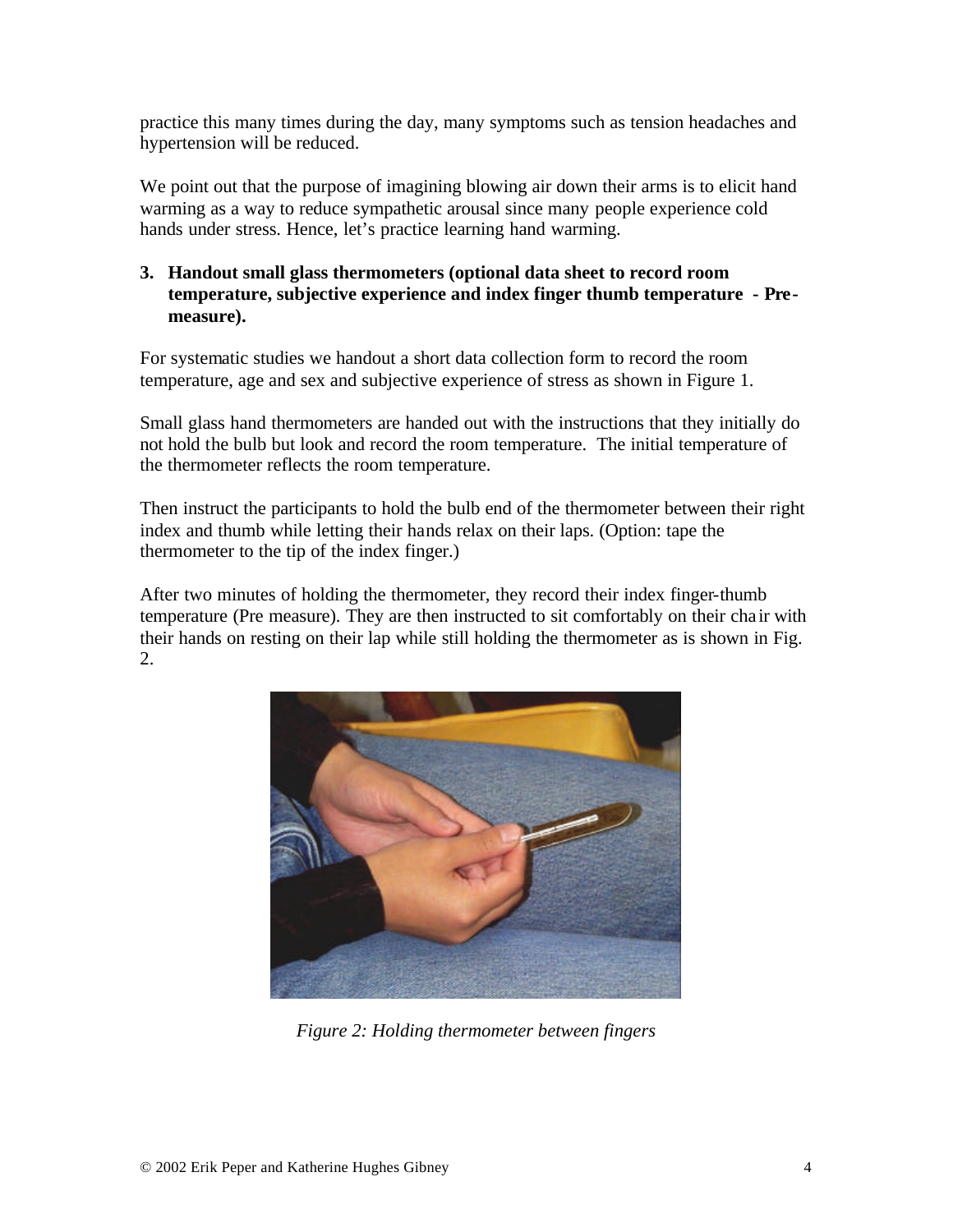practice this many times during the day, many symptoms such as tension headaches and hypertension will be reduced.

We point out that the purpose of imagining blowing air down their arms is to elicit hand warming as a way to reduce sympathetic arousal since many people experience cold hands under stress. Hence, let's practice learning hand warming.

**3. Handout small glass thermometers (optional data sheet to record room temperature, subjective experience and index finger thumb temperature - Pre-measure).**

For systematic studies we handout a short data collection form to record the room temperature, age and sex and subjective experience of stress as shown in Figure 1.

Small glass hand thermometers are handed out with the instructions that they initially do not hold the bulb but look and record the room temperature. The initial temperature of the thermometer reflects the room temperature.

Then instruct the participants to hold the bulb end of the thermometer between their right index and thumb while letting their hands relax on their laps. (Option: tape the thermometer to the tip of the index finger.)

After two minutes of holding the thermometer, they record their index finger-thumb temperature (Pre measure). They are then instructed to sit comfortably on their chair with their hands on resting on their lap while still holding the thermometer as is shown in Fig. 2.

*Figure 2: Holding thermometer between fingers*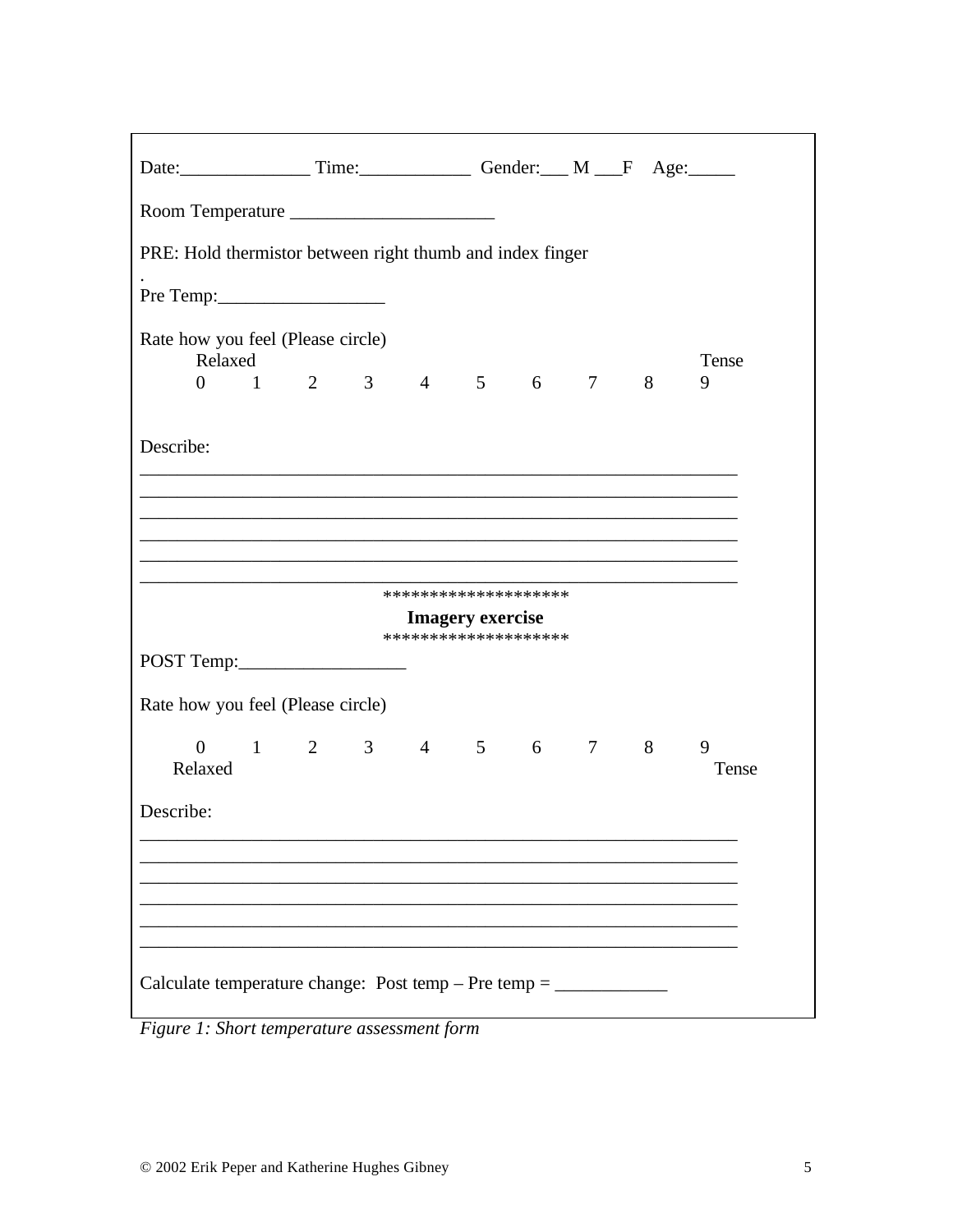Date:______________ Time:____________ Gender:___ M ___F Age:_____

Room Temperature ______________________

PRE: Hold thermistor between right thumb and index finger
.
Pre Temp:__________________

Rate how you feel (Please circle)

| Relaxed | | | | | | | | | Tense |
|---|---|---|---|---|---|---|---|---|---|
| 0 | 1 | 2 | 3 | 4 | 5 | 6 | 7 | 8 | 9 |

Describe:
________________________________________________________________
________________________________________________________________
________________________________________________________________
________________________________________________________________
________________________________________________________________
________________________________________________________________

********************

**Imagery exercise**

********************

POST Temp:__________________

Rate how you feel (Please circle)

| 0 | 1 | 2 | 3 | 4 | 5 | 6 | 7 | 8 | 9 |
|---|---|---|---|---|---|---|---|---|---|
| Relaxed | | | | | | | | | Tense |

Describe:
________________________________________________________________
________________________________________________________________
________________________________________________________________
________________________________________________________________
________________________________________________________________
________________________________________________________________

Calculate temperature change: Post temp – Pre temp = ____________

*Figure 1: Short temperature assessment form*

© 2002 Erik Peper and Katherine Hughes Gibney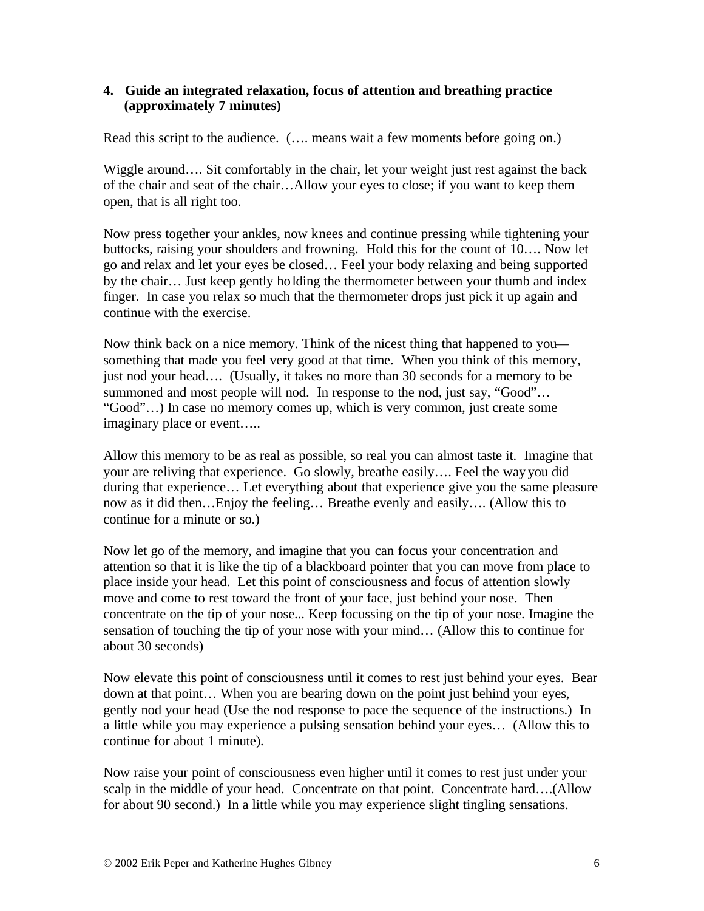**4. Guide an integrated relaxation, focus of attention and breathing practice (approximately 7 minutes)**

Read this script to the audience. (…. means wait a few moments before going on.)

Wiggle around…. Sit comfortably in the chair, let your weight just rest against the back of the chair and seat of the chair…Allow your eyes to close; if you want to keep them open, that is all right too.

Now press together your ankles, now knees and continue pressing while tightening your buttocks, raising your shoulders and frowning. Hold this for the count of 10…. Now let go and relax and let your eyes be closed… Feel your body relaxing and being supported by the chair… Just keep gently holding the thermometer between your thumb and index finger. In case you relax so much that the thermometer drops just pick it up again and continue with the exercise.

Now think back on a nice memory. Think of the nicest thing that happened to you—something that made you feel very good at that time. When you think of this memory, just nod your head…. (Usually, it takes no more than 30 seconds for a memory to be summoned and most people will nod. In response to the nod, just say, "Good"… "Good"…) In case no memory comes up, which is very common, just create some imaginary place or event…..

Allow this memory to be as real as possible, so real you can almost taste it. Imagine that your are reliving that experience. Go slowly, breathe easily…. Feel the way you did during that experience… Let everything about that experience give you the same pleasure now as it did then…Enjoy the feeling… Breathe evenly and easily…. (Allow this to continue for a minute or so.)

Now let go of the memory, and imagine that you can focus your concentration and attention so that it is like the tip of a blackboard pointer that you can move from place to place inside your head. Let this point of consciousness and focus of attention slowly move and come to rest toward the front of your face, just behind your nose. Then concentrate on the tip of your nose... Keep focussing on the tip of your nose. Imagine the sensation of touching the tip of your nose with your mind… (Allow this to continue for about 30 seconds)

Now elevate this point of consciousness until it comes to rest just behind your eyes. Bear down at that point… When you are bearing down on the point just behind your eyes, gently nod your head (Use the nod response to pace the sequence of the instructions.) In a little while you may experience a pulsing sensation behind your eyes… (Allow this to continue for about 1 minute).

Now raise your point of consciousness even higher until it comes to rest just under your scalp in the middle of your head. Concentrate on that point. Concentrate hard….(Allow for about 90 second.) In a little while you may experience slight tingling sensations.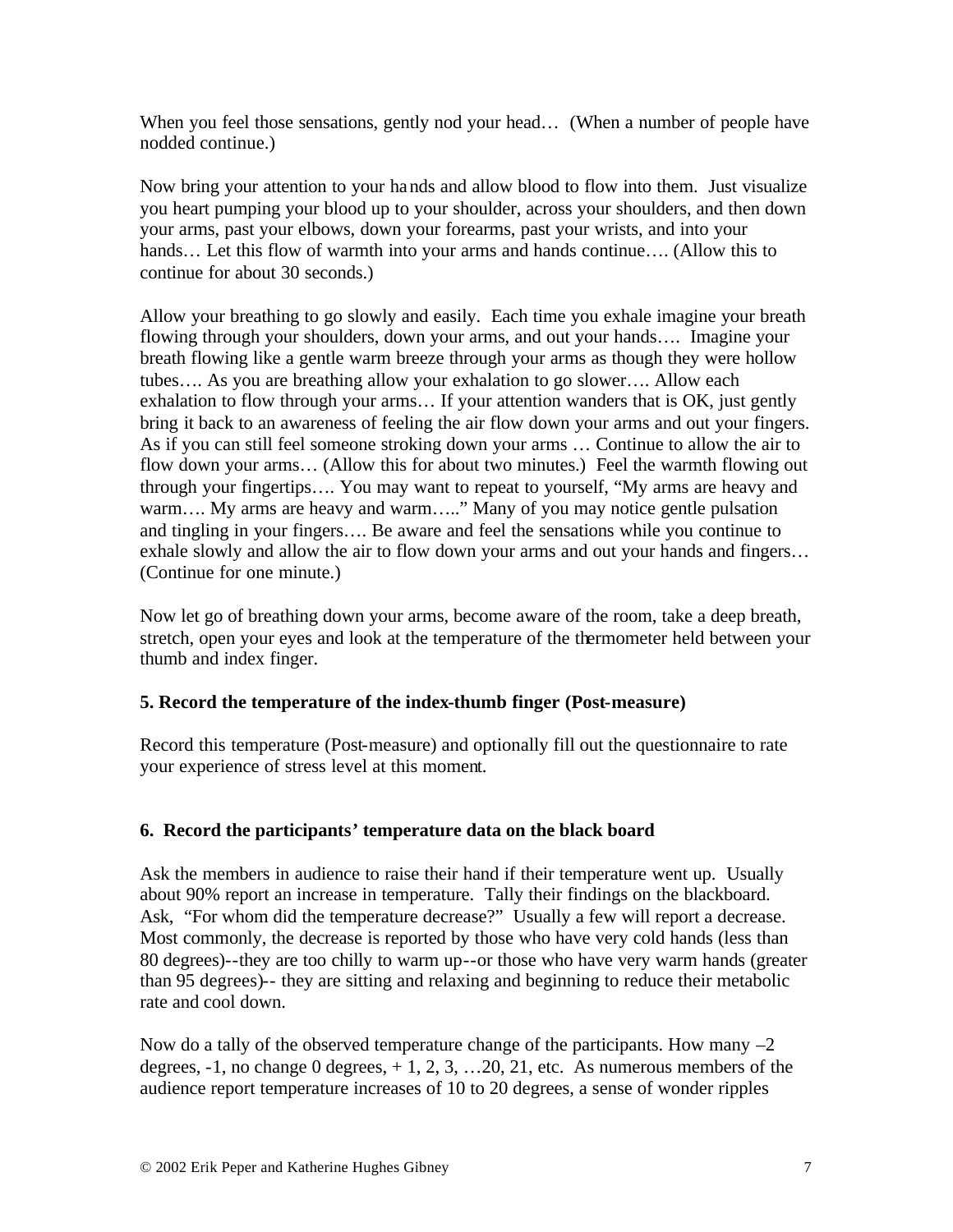When you feel those sensations, gently nod your head… (When a number of people have nodded continue.)

Now bring your attention to your hands and allow blood to flow into them. Just visualize you heart pumping your blood up to your shoulder, across your shoulders, and then down your arms, past your elbows, down your forearms, past your wrists, and into your hands… Let this flow of warmth into your arms and hands continue…. (Allow this to continue for about 30 seconds.)

Allow your breathing to go slowly and easily. Each time you exhale imagine your breath flowing through your shoulders, down your arms, and out your hands…. Imagine your breath flowing like a gentle warm breeze through your arms as though they were hollow tubes…. As you are breathing allow your exhalation to go slower…. Allow each exhalation to flow through your arms… If your attention wanders that is OK, just gently bring it back to an awareness of feeling the air flow down your arms and out your fingers. As if you can still feel someone stroking down your arms … Continue to allow the air to flow down your arms… (Allow this for about two minutes.) Feel the warmth flowing out through your fingertips…. You may want to repeat to yourself, "My arms are heavy and warm…. My arms are heavy and warm….." Many of you may notice gentle pulsation and tingling in your fingers…. Be aware and feel the sensations while you continue to exhale slowly and allow the air to flow down your arms and out your hands and fingers… (Continue for one minute.)

Now let go of breathing down your arms, become aware of the room, take a deep breath, stretch, open your eyes and look at the temperature of the thermometer held between your thumb and index finger.

**5. Record the temperature of the index-thumb finger (Post-measure)**

Record this temperature (Post-measure) and optionally fill out the questionnaire to rate your experience of stress level at this moment.

**6. Record the participants' temperature data on the black board**

Ask the members in audience to raise their hand if their temperature went up. Usually about 90% report an increase in temperature. Tally their findings on the blackboard. Ask, "For whom did the temperature decrease?" Usually a few will report a decrease. Most commonly, the decrease is reported by those who have very cold hands (less than 80 degrees)--they are too chilly to warm up--or those who have very warm hands (greater than 95 degrees)-- they are sitting and relaxing and beginning to reduce their metabolic rate and cool down.

Now do a tally of the observed temperature change of the participants. How many –2 degrees, -1, no change 0 degrees, + 1, 2, 3, …20, 21, etc. As numerous members of the audience report temperature increases of 10 to 20 degrees, a sense of wonder ripples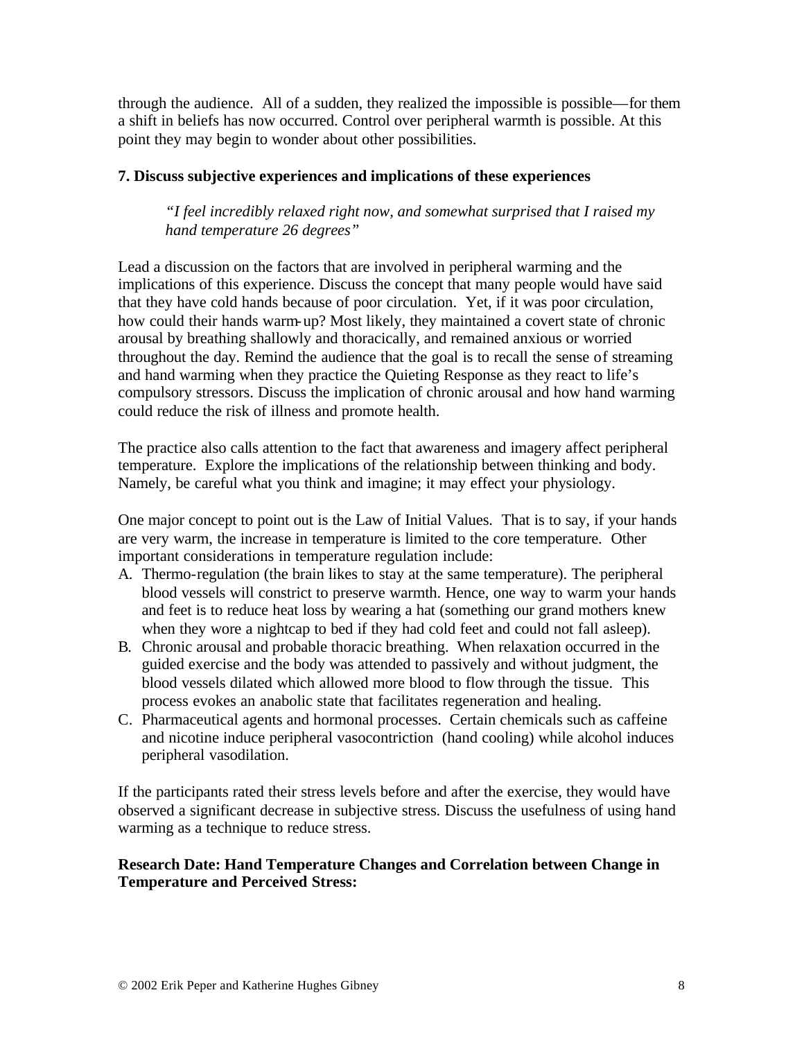through the audience. All of a sudden, they realized the impossible is possible—for them a shift in beliefs has now occurred. Control over peripheral warmth is possible. At this point they may begin to wonder about other possibilities.

**7. Discuss subjective experiences and implications of these experiences**

> *"I feel incredibly relaxed right now, and somewhat surprised that I raised my hand temperature 26 degrees"*

Lead a discussion on the factors that are involved in peripheral warming and the implications of this experience. Discuss the concept that many people would have said that they have cold hands because of poor circulation. Yet, if it was poor circulation, how could their hands warm-up? Most likely, they maintained a covert state of chronic arousal by breathing shallowly and thoracically, and remained anxious or worried throughout the day. Remind the audience that the goal is to recall the sense of streaming and hand warming when they practice the Quieting Response as they react to life's compulsory stressors. Discuss the implication of chronic arousal and how hand warming could reduce the risk of illness and promote health.

The practice also calls attention to the fact that awareness and imagery affect peripheral temperature. Explore the implications of the relationship between thinking and body. Namely, be careful what you think and imagine; it may effect your physiology.

One major concept to point out is the Law of Initial Values. That is to say, if your hands are very warm, the increase in temperature is limited to the core temperature. Other important considerations in temperature regulation include:

A. Thermo-regulation (the brain likes to stay at the same temperature). The peripheral blood vessels will constrict to preserve warmth. Hence, one way to warm your hands and feet is to reduce heat loss by wearing a hat (something our grand mothers knew when they wore a nightcap to bed if they had cold feet and could not fall asleep).
B. Chronic arousal and probable thoracic breathing. When relaxation occurred in the guided exercise and the body was attended to passively and without judgment, the blood vessels dilated which allowed more blood to flow through the tissue. This process evokes an anabolic state that facilitates regeneration and healing.
C. Pharmaceutical agents and hormonal processes. Certain chemicals such as caffeine and nicotine induce peripheral vasocontriction (hand cooling) while alcohol induces peripheral vasodilation.

If the participants rated their stress levels before and after the exercise, they would have observed a significant decrease in subjective stress. Discuss the usefulness of using hand warming as a technique to reduce stress.

**Research Date: Hand Temperature Changes and Correlation between Change in Temperature and Perceived Stress:**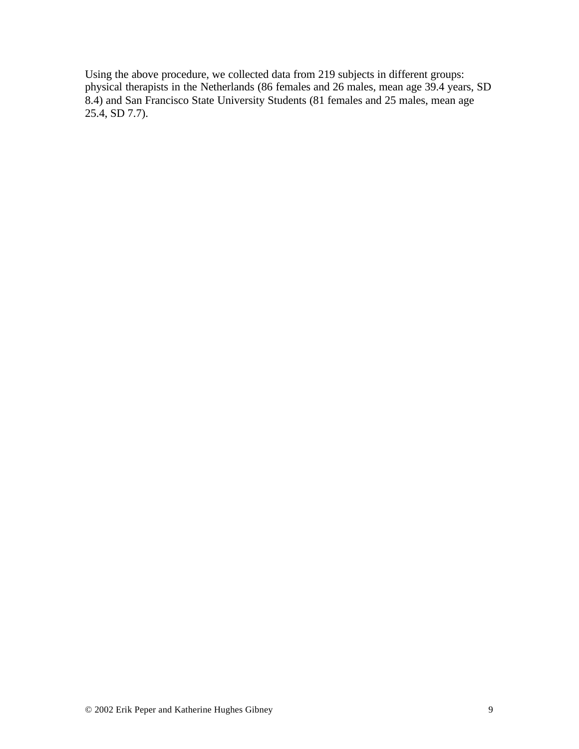Using the above procedure, we collected data from 219 subjects in different groups: physical therapists in the Netherlands (86 females and 26 males, mean age 39.4 years, SD 8.4) and San Francisco State University Students (81 females and 25 males, mean age 25.4, SD 7.7).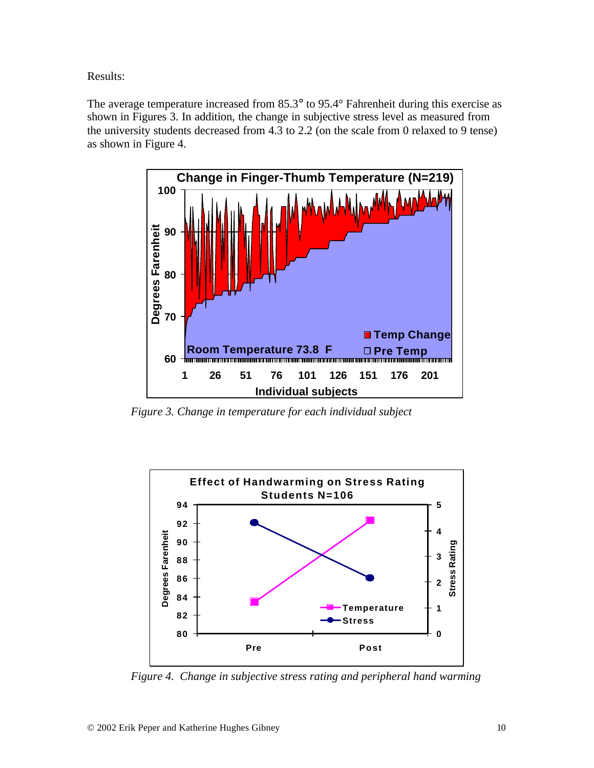Results:

The average temperature increased from 85.3° to 95.4° Fahrenheit during this exercise as shown in Figures 3. In addition, the change in subjective stress level as measured from the university students decreased from 4.3 to 2.2 (on the scale from 0 relaxed to 9 tense) as shown in Figure 4.

*Figure 3. Change in temperature for each individual subject*

*Figure 4. Change in subjective stress rating and peripheral hand warming*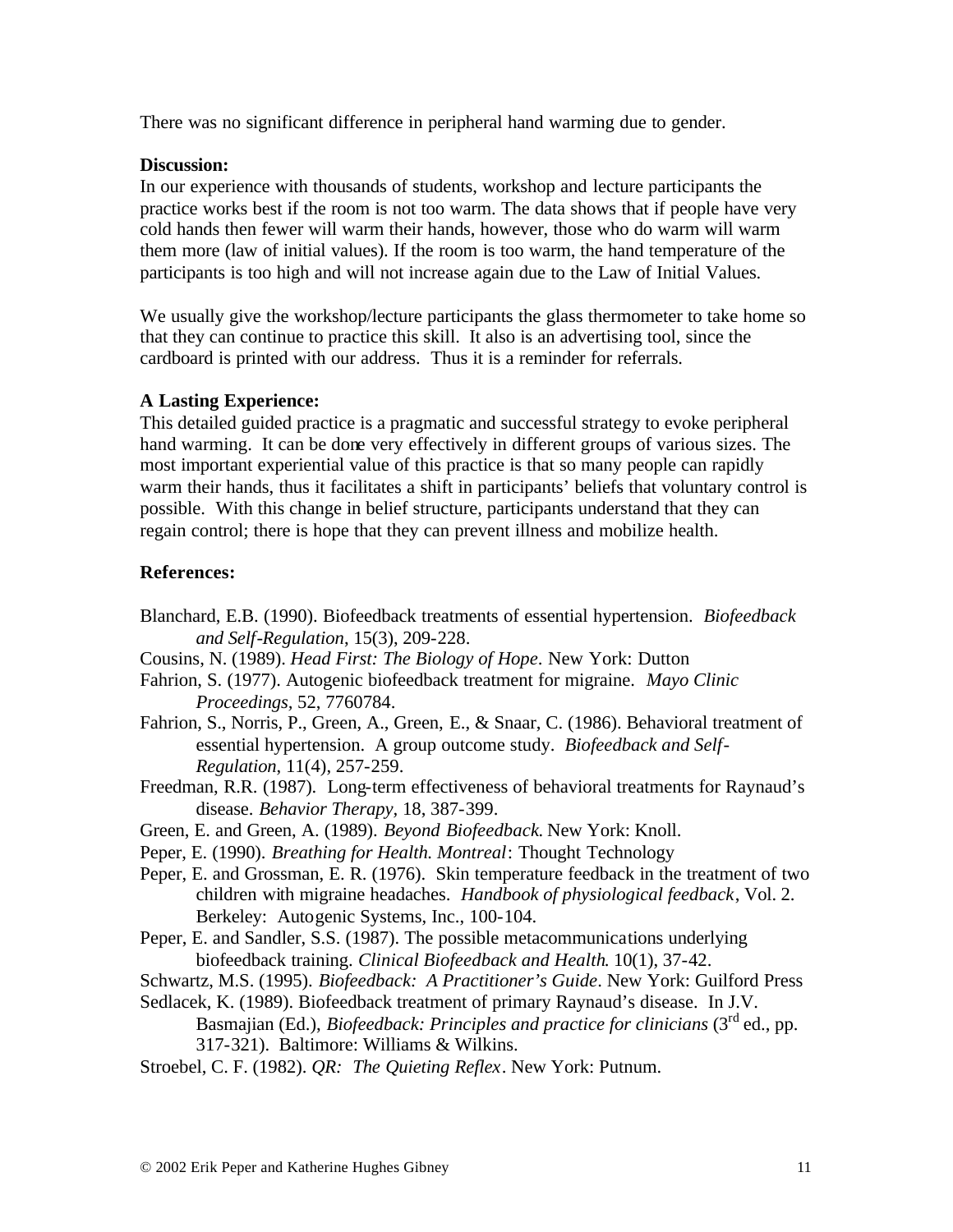There was no significant difference in peripheral hand warming due to gender.

**Discussion:**
In our experience with thousands of students, workshop and lecture participants the practice works best if the room is not too warm. The data shows that if people have very cold hands then fewer will warm their hands, however, those who do warm will warm them more (law of initial values). If the room is too warm, the hand temperature of the participants is too high and will not increase again due to the Law of Initial Values.

We usually give the workshop/lecture participants the glass thermometer to take home so that they can continue to practice this skill. It also is an advertising tool, since the cardboard is printed with our address. Thus it is a reminder for referrals.

**A Lasting Experience:**
This detailed guided practice is a pragmatic and successful strategy to evoke peripheral hand warming. It can be done very effectively in different groups of various sizes. The most important experiential value of this practice is that so many people can rapidly warm their hands, thus it facilitates a shift in participants' beliefs that voluntary control is possible. With this change in belief structure, participants understand that they can regain control; there is hope that they can prevent illness and mobilize health.

**References:**

Blanchard, E.B. (1990). Biofeedback treatments of essential hypertension. *Biofeedback and Self-Regulation*, 15(3), 209-228.

Cousins, N. (1989). *Head First: The Biology of Hope*. New York: Dutton

Fahrion, S. (1977). Autogenic biofeedback treatment for migraine. *Mayo Clinic Proceedings*, 52, 7760784.

Fahrion, S., Norris, P., Green, A., Green, E., & Snaar, C. (1986). Behavioral treatment of essential hypertension. A group outcome study. *Biofeedback and Self-Regulation*, 11(4), 257-259.

Freedman, R.R. (1987). Long-term effectiveness of behavioral treatments for Raynaud's disease. *Behavior Therapy*, 18, 387-399.

Green, E. and Green, A. (1989). *Beyond Biofeedback*. New York: Knoll.

Peper, E. (1990). *Breathing for Health. Montreal*: Thought Technology

Peper, E. and Grossman, E. R. (1976). Skin temperature feedback in the treatment of two children with migraine headaches. *Handbook of physiological feedback*, Vol. 2. Berkeley: Autogenic Systems, Inc., 100-104.

Peper, E. and Sandler, S.S. (1987). The possible metacommunications underlying biofeedback training. *Clinical Biofeedback and Health*. 10(1), 37-42.

Schwartz, M.S. (1995). *Biofeedback: A Practitioner's Guide*. New York: Guilford Press

Sedlacek, K. (1989). Biofeedback treatment of primary Raynaud's disease. In J.V. Basmajian (Ed.), *Biofeedback: Principles and practice for clinicians* (3rd ed., pp. 317-321). Baltimore: Williams & Wilkins.

Stroebel, C. F. (1982). *QR: The Quieting Reflex*. New York: Putnum.

© 2002 Erik Peper and Katherine Hughes Gibney